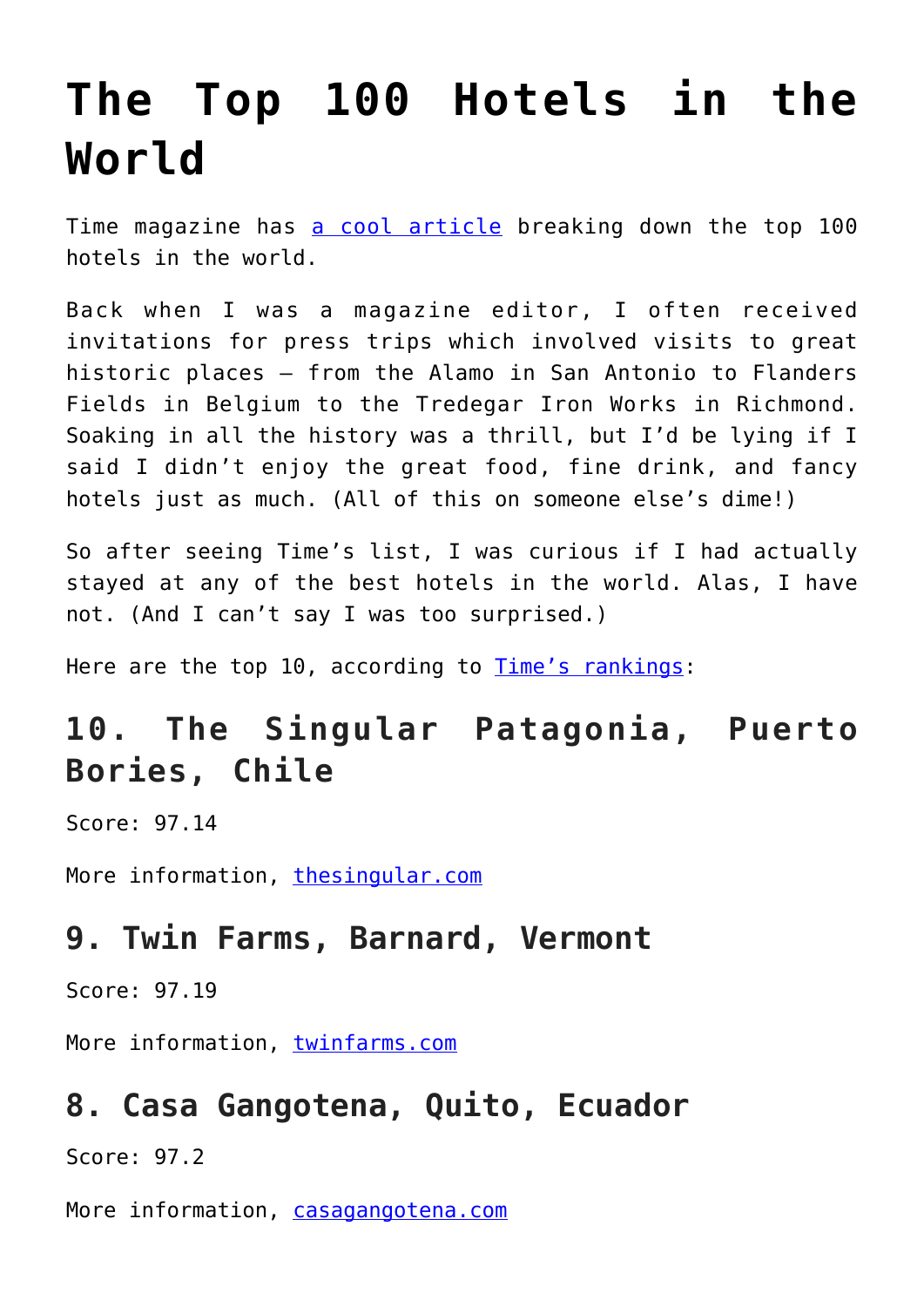# The Top 100 Hotels in the World

Time magazine has a cool article breaking down the top 100 hotels in the world.

Back when I was a magazine editor, I often received invitations for press trips which involved visits to great historic places – from the Alamo in San Antonio to Flanders Fields in Belgium to the Tredegar Iron Works in Richmond. Soaking in all the history was a thrill, but I'd be lying if I said I didn't enjoy the great food, fine drink, and fancy hotels just as much. (All of this on someone else's dime!)

So after seeing Time's list, I was curious if I had actually stayed at any of the best hotels in the world. Alas, I have not. (And I can't say I was too surprised.)

Here are the top 10, according to Time's rankings:

## 10. The Singular Patagonia, Puerto Bories, Chile

Score: 97.14

More information, thesingular.com

## 9. Twin Farms, Barnard, Vermont

Score: 97.19

More information, twinfarms.com

## 8. Casa Gangotena, Quito, Ecuador

Score: 97.2

More information, casagangotena.com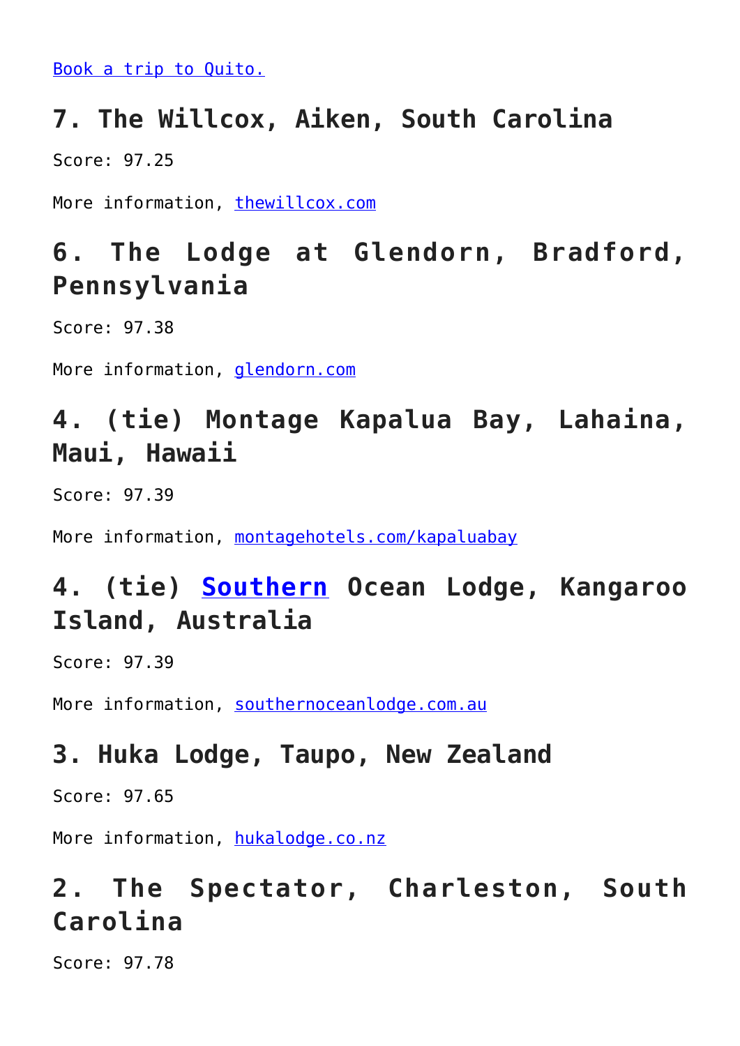[Book a trip to Quito.]()

## 7. The Willcox, Aiken, South Carolina

Score: 97.25

More information, [thewillcox.com]()

## 6. The Lodge at Glendorn, Bradford, Pennsylvania

Score: 97.38

More information, [glendorn.com]()

## 4. (tie) Montage Kapalua Bay, Lahaina, Maui, Hawaii

Score: 97.39

More information, [montagehotels.com/kapaluabay]()

## 4. (tie) [Southern]() Ocean Lodge, Kangaroo Island, Australia

Score: 97.39

More information, [southernoceanlodge.com.au]()

## 3. Huka Lodge, Taupo, New Zealand

Score: 97.65

More information, [hukalodge.co.nz]()

## 2. The Spectator, Charleston, South Carolina

Score: 97.78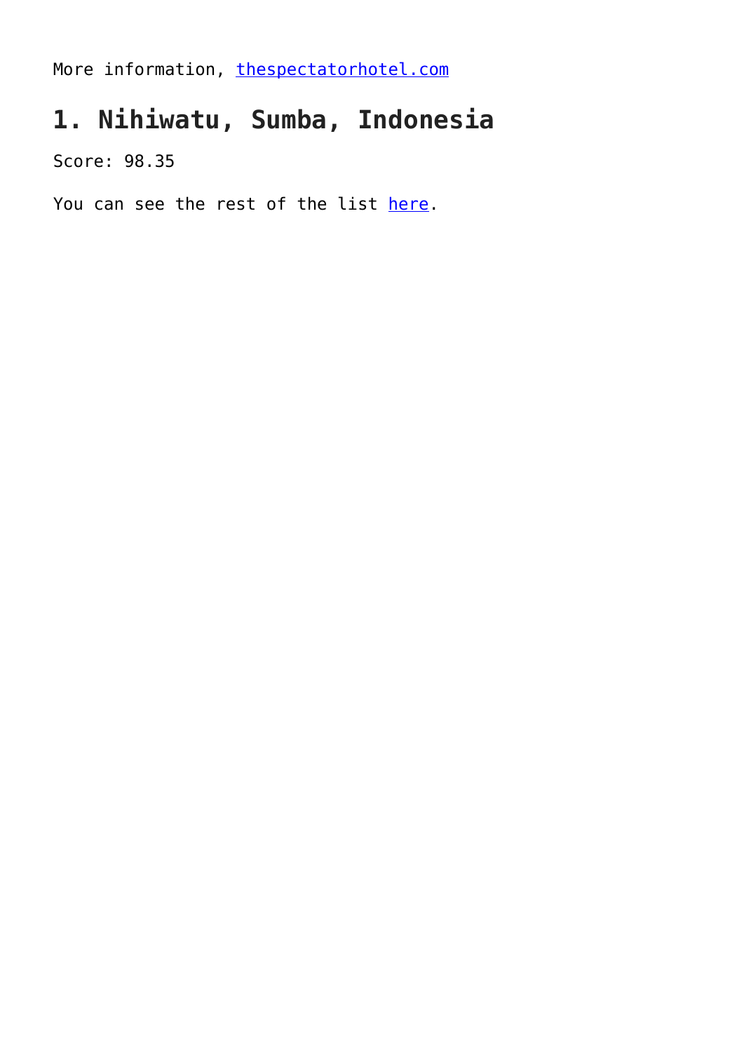More information, thespectatorhotel.com

## 1. Nihiwatu, Sumba, Indonesia

Score: 98.35

You can see the rest of the list here.